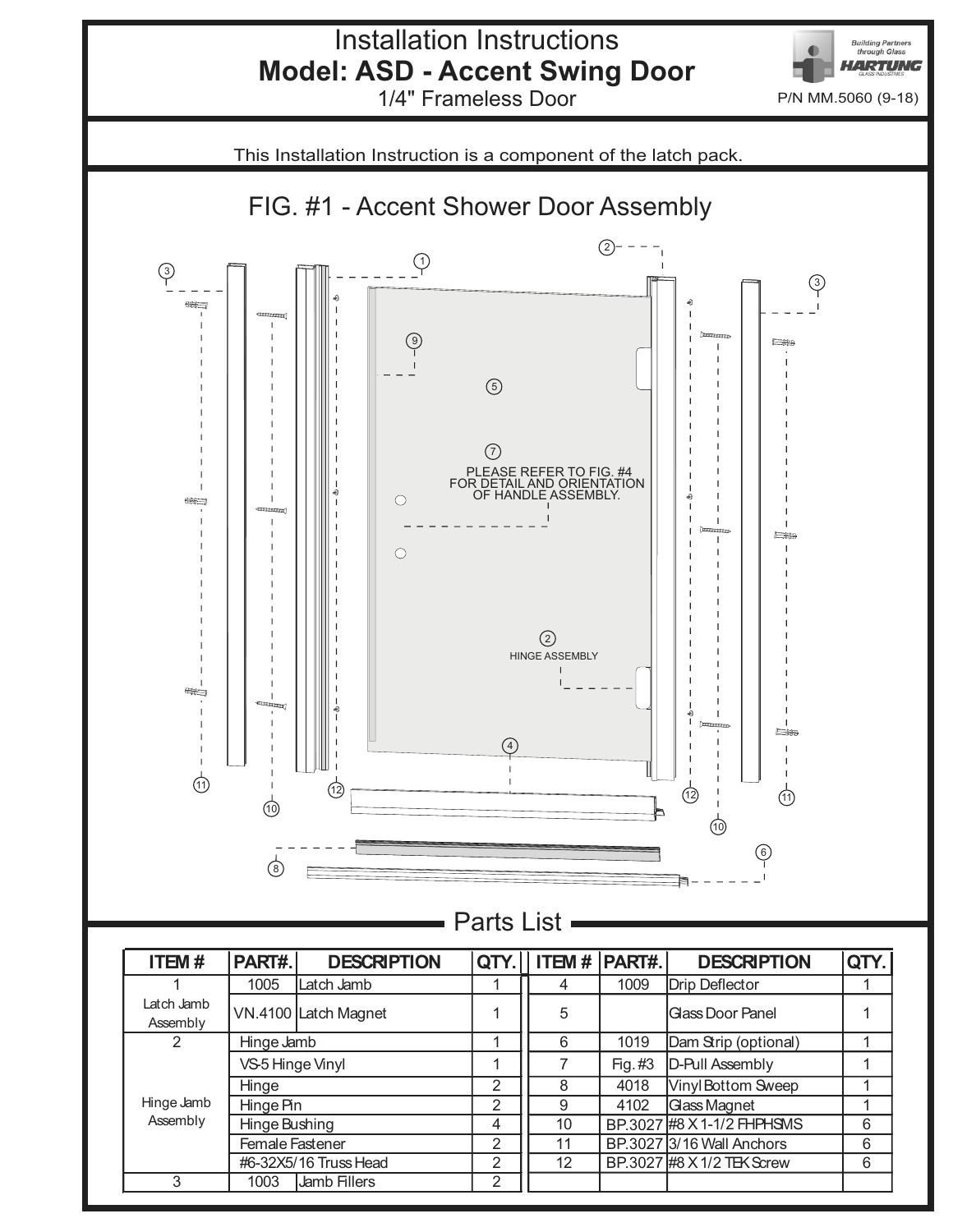# Installation Instructions

## Model: ASD - Accent Swing Door

1/4" Frameless Door

P/N MM.5060 (9-18)

This Installation Instruction is a component of the latch pack.

## FIG. #1 - Accent Shower Door Assembly

PLEASE REFER TO FIG. #4 FOR DETAIL AND ORIENTATION OF HANDLE ASSEMBLY.

HINGE ASSEMBLY

## Parts List

| ITEM # | PART#. | DESCRIPTION | QTY. |
|---|---|---|---|
| 1 | 1005 | Latch Jamb | 1 |
| Latch Jamb Assembly | VN.4100 | Latch Magnet | 1 |
| 2 | | Hinge Jamb | 1 |
| | | VS-5 Hinge Vinyl | 1 |
| | | Hinge | 2 |
| Hinge Jamb Assembly | | Hinge Pin | 2 |
| | | Hinge Bushing | 4 |
| | | Female Fastener | 2 |
| | | #6-32X5/16 Truss Head | 2 |
| 3 | 1003 | Jamb Fillers | 2 |

| ITEM # | PART#. | DESCRIPTION | QTY. |
|---|---|---|---|
| 4 | 1009 | Drip Deflector | 1 |
| 5 | | Glass Door Panel | 1 |
| 6 | 1019 | Dam Strip (optional) | 1 |
| 7 | Fig. #3 | D-Pull Assembly | 1 |
| 8 | 4018 | Vinyl Bottom Sweep | 1 |
| 9 | 4102 | Glass Magnet | 1 |
| 10 | BP.3027 | #8 X 1-1/2 FHPHSMS | 6 |
| 11 | BP.3027 | 3/16 Wall Anchors | 6 |
| 12 | BP.3027 | #8 X 1/2 TEK Screw | 6 |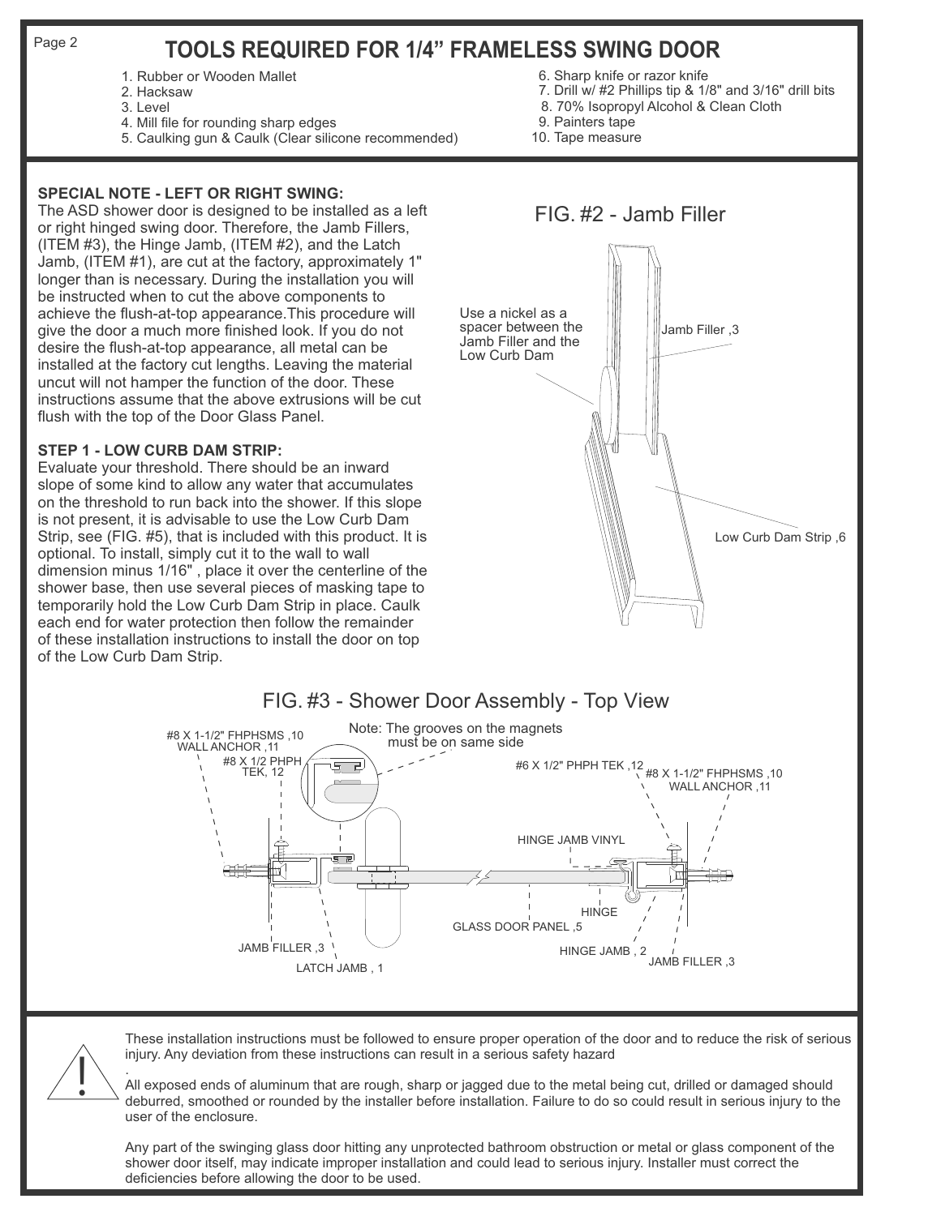# TOOLS REQUIRED FOR 1/4" FRAMELESS SWING DOOR

1. Rubber or Wooden Mallet
2. Hacksaw
3. Level
4. Mill file for rounding sharp edges
5. Caulking gun & Caulk (Clear silicone recommended)
6. Sharp knife or razor knife
7. Drill w/ #2 Phillips tip & 1/8" and 3/16" drill bits
8. 70% Isopropyl Alcohol & Clean Cloth
9. Painters tape
10. Tape measure

**SPECIAL NOTE - LEFT OR RIGHT SWING:**
The ASD shower door is designed to be installed as a left or right hinged swing door. Therefore, the Jamb Fillers, (ITEM #3), the Hinge Jamb, (ITEM #2), and the Latch Jamb, (ITEM #1), are cut at the factory, approximately 1" longer than is necessary. During the installation you will be instructed when to cut the above components to achieve the flush-at-top appearance.This procedure will give the door a much more finished look. If you do not desire the flush-at-top appearance, all metal can be installed at the factory cut lengths. Leaving the material uncut will not hamper the function of the door. These instructions assume that the above extrusions will be cut flush with the top of the Door Glass Panel.

**STEP 1 - LOW CURB DAM STRIP:**
Evaluate your threshold. There should be an inward slope of some kind to allow any water that accumulates on the threshold to run back into the shower. If this slope is not present, it is advisable to use the Low Curb Dam Strip, see (FIG. #5), that is included with this product. It is optional. To install, simply cut it to the wall to wall dimension minus 1/16" , place it over the centerline of the shower base, then use several pieces of masking tape to temporarily hold the Low Curb Dam Strip in place. Caulk each end for water protection then follow the remainder of these installation instructions to install the door on top of the Low Curb Dam Strip.

FIG. #2 - Jamb Filler

Use a nickel as a spacer between the Jamb Filler and the Low Curb Dam

Jamb Filler ,3

Low Curb Dam Strip ,6

FIG. #3 - Shower Door Assembly - Top View

Note: The grooves on the magnets must be on same side

#8 X 1-1/2" FHPHSMS ,10 WALL ANCHOR ,11

#8 X 1/2 PHPH TEK, 12

#6 X 1/2" PHPH TEK ,12

#8 X 1-1/2" FHPHSMS ,10 WALL ANCHOR ,11

HINGE JAMB VINYL

HINGE

GLASS DOOR PANEL ,5

JAMB FILLER ,3

LATCH JAMB , 1

HINGE JAMB , 2

JAMB FILLER ,3

These installation instructions must be followed to ensure proper operation of the door and to reduce the risk of serious injury. Any deviation from these instructions can result in a serious safety hazard

All exposed ends of aluminum that are rough, sharp or jagged due to the metal being cut, drilled or damaged should deburred, smoothed or rounded by the installer before installation. Failure to do so could result in serious injury to the user of the enclosure.

Any part of the swinging glass door hitting any unprotected bathroom obstruction or metal or glass component of the shower door itself, may indicate improper installation and could lead to serious injury. Installer must correct the deficiencies before allowing the door to be used.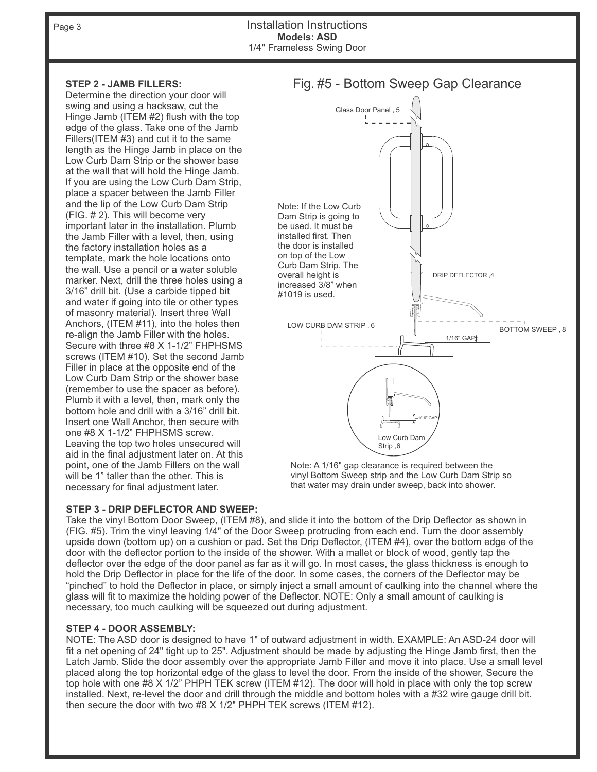## STEP 2 - JAMB FILLERS:

Determine the direction your door will swing and using a hacksaw, cut the Hinge Jamb (ITEM #2) flush with the top edge of the glass. Take one of the Jamb Fillers(ITEM #3) and cut it to the same length as the Hinge Jamb in place on the Low Curb Dam Strip or the shower base at the wall that will hold the Hinge Jamb. If you are using the Low Curb Dam Strip, place a spacer between the Jamb Filler and the lip of the Low Curb Dam Strip (FIG. # 2). This will become very important later in the installation. Plumb the Jamb Filler with a level, then, using the factory installation holes as a template, mark the hole locations onto the wall. Use a pencil or a water soluble marker. Next, drill the three holes using a 3/16" drill bit. (Use a carbide tipped bit and water if going into tile or other types of masonry material). Insert three Wall Anchors, (ITEM #11), into the holes then re-align the Jamb Filler with the holes. Secure with three #8 X 1-1/2" FHPHSMS screws (ITEM #10). Set the second Jamb Filler in place at the opposite end of the Low Curb Dam Strip or the shower base (remember to use the spacer as before). Plumb it with a level, then, mark only the bottom hole and drill with a 3/16" drill bit. Insert one Wall Anchor, then secure with one #8 X 1-1/2" FHPHSMS screw. Leaving the top two holes unsecured will aid in the final adjustment later on. At this point, one of the Jamb Fillers on the wall will be 1" taller than the other. This is necessary for final adjustment later.

### Fig. #5 - Bottom Sweep Gap Clearance

Glass Door Panel , 5

Note: If the Low Curb Dam Strip is going to be used. It must be installed first. Then the door is installed on top of the Low Curb Dam Strip. The overall height is increased 3/8" when #1019 is used.

DRIP DEFLECTOR ,4

LOW CURB DAM STRIP , 6

BOTTOM SWEEP , 8

1/16" GAP

1/16" GAP

Low Curb Dam Strip ,6

Note: A 1/16" gap clearance is required between the vinyl Bottom Sweep strip and the Low Curb Dam Strip so that water may drain under sweep, back into shower.

## STEP 3 - DRIP DEFLECTOR AND SWEEP:

Take the vinyl Bottom Door Sweep, (ITEM #8), and slide it into the bottom of the Drip Deflector as shown in (FIG. #5). Trim the vinyl leaving 1/4" of the Door Sweep protruding from each end. Turn the door assembly upside down (bottom up) on a cushion or pad. Set the Drip Deflector, (ITEM #4), over the bottom edge of the door with the deflector portion to the inside of the shower. With a mallet or block of wood, gently tap the deflector over the edge of the door panel as far as it will go. In most cases, the glass thickness is enough to hold the Drip Deflector in place for the life of the door. In some cases, the corners of the Deflector may be "pinched" to hold the Deflector in place, or simply inject a small amount of caulking into the channel where the glass will fit to maximize the holding power of the Deflector. NOTE: Only a small amount of caulking is necessary, too much caulking will be squeezed out during adjustment.

## STEP 4 - DOOR ASSEMBLY:

NOTE: The ASD door is designed to have 1" of outward adjustment in width. EXAMPLE: An ASD-24 door will fit a net opening of 24" tight up to 25". Adjustment should be made by adjusting the Hinge Jamb first, then the Latch Jamb. Slide the door assembly over the appropriate Jamb Filler and move it into place. Use a small level placed along the top horizontal edge of the glass to level the door. From the inside of the shower, Secure the top hole with one #8 X 1/2" PHPH TEK screw (ITEM #12). The door will hold in place with only the top screw installed. Next, re-level the door and drill through the middle and bottom holes with a #32 wire gauge drill bit. then secure the door with two #8 X 1/2" PHPH TEK screws (ITEM #12).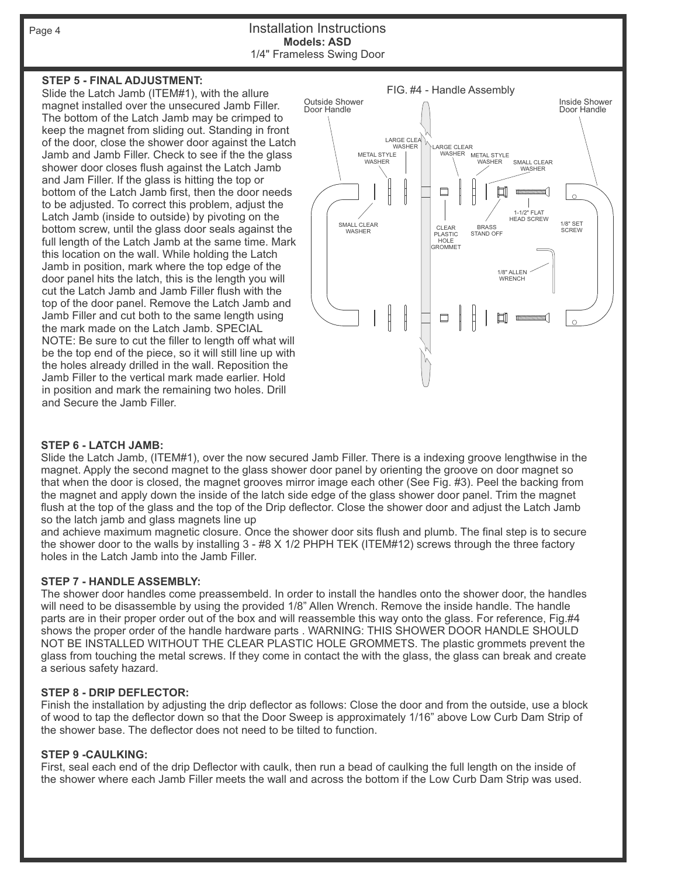# Installation Instructions

**Models: ASD**

1/4" Frameless Swing Door

### STEP 5 - FINAL ADJUSTMENT:

Slide the Latch Jamb (ITEM#1), with the allure magnet installed over the unsecured Jamb Filler. The bottom of the Latch Jamb may be crimped to keep the magnet from sliding out. Standing in front of the door, close the shower door against the Latch Jamb and Jamb Filler. Check to see if the the glass shower door closes flush against the Latch Jamb and Jam Filler. If the glass is hitting the top or bottom of the Latch Jamb first, then the door needs to be adjusted. To correct this problem, adjust the Latch Jamb (inside to outside) by pivoting on the bottom screw, until the glass door seals against the full length of the Latch Jamb at the same time. Mark this location on the wall. While holding the Latch Jamb in position, mark where the top edge of the door panel hits the latch, this is the length you will cut the Latch Jamb and Jamb Filler flush with the top of the door panel. Remove the Latch Jamb and Jamb Filler and cut both to the same length using the mark made on the Latch Jamb. SPECIAL NOTE: Be sure to cut the filler to length off what will be the top end of the piece, so it will still line up with the holes already drilled in the wall. Reposition the Jamb Filler to the vertical mark made earlier. Hold in position and mark the remaining two holes. Drill and Secure the Jamb Filler.

FIG. #4 - Handle Assembly

Outside Shower Door Handle
Inside Shower Door Handle
LARGE CLEAR WASHER
LARGE CLEAR WASHER
METAL STYLE WASHER
METAL STYLE WASHER
SMALL CLEAR WASHER
SMALL CLEAR WASHER
CLEAR PLASTIC HOLE GROMMET
BRASS STAND OFF
1-1/2" FLAT HEAD SCREW
1/8" SET SCREW
1/8" ALLEN WRENCH

### STEP 6 - LATCH JAMB:

Slide the Latch Jamb, (ITEM#1), over the now secured Jamb Filler. There is a indexing groove lengthwise in the magnet. Apply the second magnet to the glass shower door panel by orienting the groove on door magnet so that when the door is closed, the magnet grooves mirror image each other (See Fig. #3). Peel the backing from the magnet and apply down the inside of the latch side edge of the glass shower door panel. Trim the magnet flush at the top of the glass and the top of the Drip deflector. Close the shower door and adjust the Latch Jamb so the latch jamb and glass magnets line up and achieve maximum magnetic closure. Once the shower door sits flush and plumb. The final step is to secure the shower door to the walls by installing 3 - #8 X 1/2 PHPH TEK (ITEM#12) screws through the three factory holes in the Latch Jamb into the Jamb Filler.

### STEP 7 - HANDLE ASSEMBLY:

The shower door handles come preassembeld. In order to install the handles onto the shower door, the handles will need to be disassemble by using the provided 1/8" Allen Wrench. Remove the inside handle. The handle parts are in their proper order out of the box and will reassemble this way onto the glass. For reference, Fig.#4 shows the proper order of the handle hardware parts . WARNING: THIS SHOWER DOOR HANDLE SHOULD NOT BE INSTALLED WITHOUT THE CLEAR PLASTIC HOLE GROMMETS. The plastic grommets prevent the glass from touching the metal screws. If they come in contact the with the glass, the glass can break and create a serious safety hazard.

### STEP 8 - DRIP DEFLECTOR:

Finish the installation by adjusting the drip deflector as follows: Close the door and from the outside, use a block of wood to tap the deflector down so that the Door Sweep is approximately 1/16" above Low Curb Dam Strip of the shower base. The deflector does not need to be tilted to function.

### STEP 9 -CAULKING:

First, seal each end of the drip Deflector with caulk, then run a bead of caulking the full length on the inside of the shower where each Jamb Filler meets the wall and across the bottom if the Low Curb Dam Strip was used.